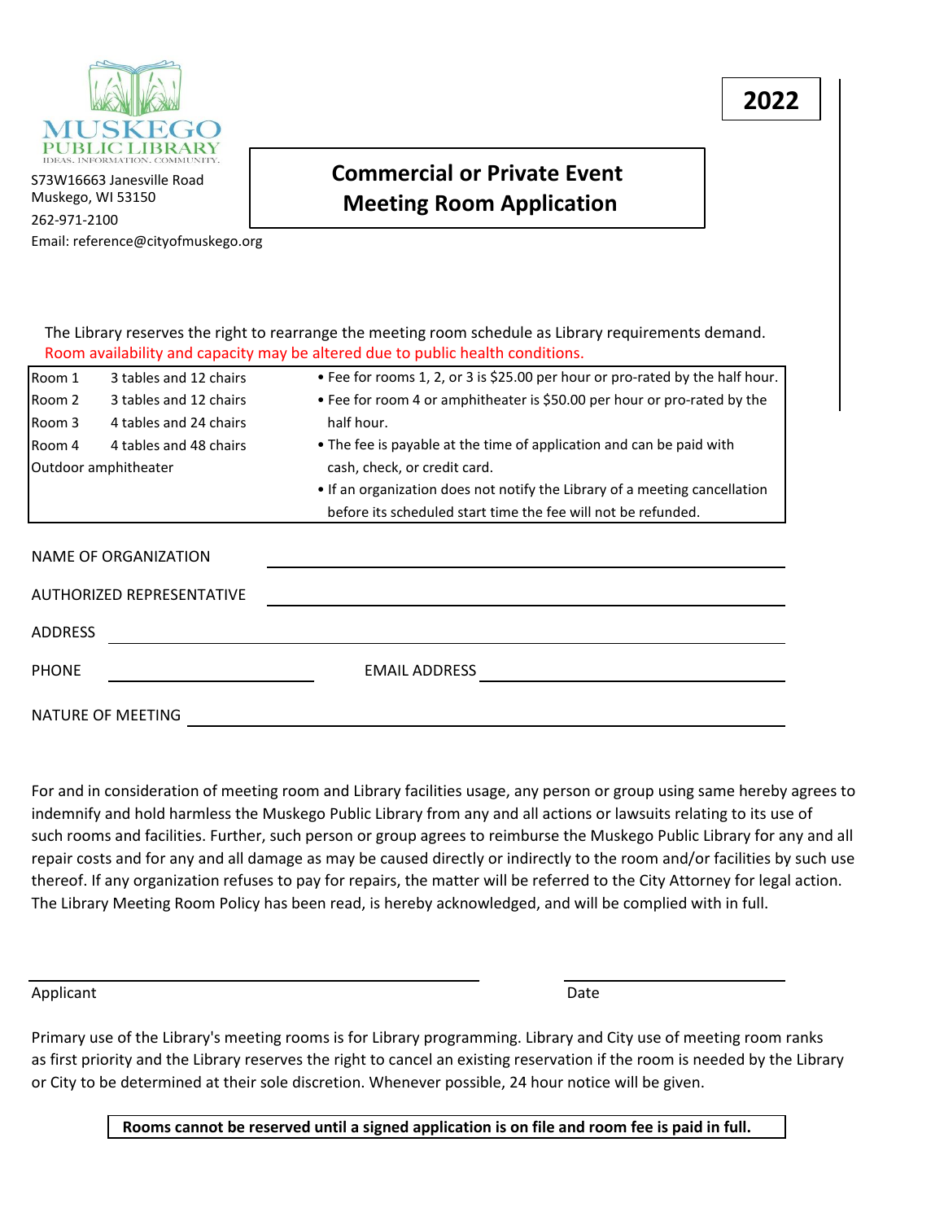MUSKEGO PUBLIC LIBRARY

IDEAS. INFORMATION. COMMUNITY.

S73W16663 Janesville Road
Muskego, WI 53150
262-971-2100
Email: reference@cityofmuskego.org

**2022**

# Commercial or Private Event Meeting Room Application

The Library reserves the right to rearrange the meeting room schedule as Library requirements demand.
Room availability and capacity may be altered due to public health conditions.

| Room | Capacity | Fees |
|---|---|---|
| Room 1 | 3 tables and 12 chairs | • Fee for rooms 1, 2, or 3 is $25.00 per hour or pro-rated by the half hour. |
| Room 2 | 3 tables and 12 chairs | • Fee for room 4 or amphitheater is $50.00 per hour or pro-rated by the half hour. |
| Room 3 | 4 tables and 24 chairs | • The fee is payable at the time of application and can be paid with cash, check, or credit card. |
| Room 4 | 4 tables and 48 chairs | • If an organization does not notify the Library of a meeting cancellation before its scheduled start time the fee will not be refunded. |
| Outdoor amphitheater | | |

NAME OF ORGANIZATION ______________________________

AUTHORIZED REPRESENTATIVE ______________________________

ADDRESS ______________________________

PHONE ______________ EMAIL ADDRESS ______________________________

NATURE OF MEETING ______________________________

For and in consideration of meeting room and Library facilities usage, any person or group using same hereby agrees to indemnify and hold harmless the Muskego Public Library from any and all actions or lawsuits relating to its use of such rooms and facilities. Further, such person or group agrees to reimburse the Muskego Public Library for any and all repair costs and for any and all damage as may be caused directly or indirectly to the room and/or facilities by such use thereof. If any organization refuses to pay for repairs, the matter will be referred to the City Attorney for legal action. The Library Meeting Room Policy has been read, is hereby acknowledged, and will be complied with in full.

______________________________ ______________
Applicant Date

Primary use of the Library's meeting rooms is for Library programming. Library and City use of meeting room ranks as first priority and the Library reserves the right to cancel an existing reservation if the room is needed by the Library or City to be determined at their sole discretion. Whenever possible, 24 hour notice will be given.

**Rooms cannot be reserved until a signed application is on file and room fee is paid in full.**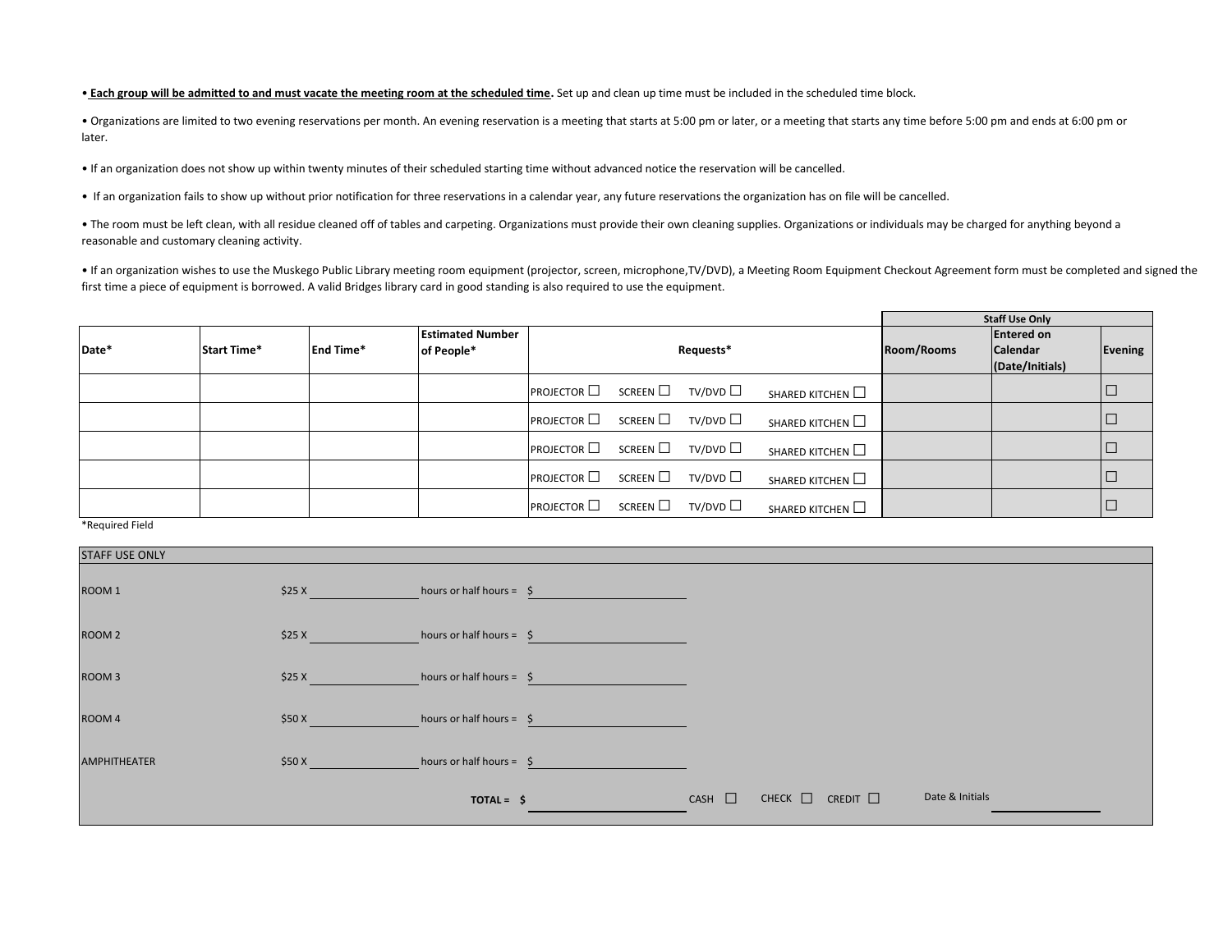- **Each group will be admitted to and must vacate the meeting room at the scheduled time.** Set up and clean up time must be included in the scheduled time block.

- Organizations are limited to two evening reservations per month. An evening reservation is a meeting that starts at 5:00 pm or later, or a meeting that starts any time before 5:00 pm and ends at 6:00 pm or later.

- If an organization does not show up within twenty minutes of their scheduled starting time without advanced notice the reservation will be cancelled.

- If an organization fails to show up without prior notification for three reservations in a calendar year, any future reservations the organization has on file will be cancelled.

- The room must be left clean, with all residue cleaned off of tables and carpeting. Organizations must provide their own cleaning supplies. Organizations or individuals may be charged for anything beyond a reasonable and customary cleaning activity.

- If an organization wishes to use the Muskego Public Library meeting room equipment (projector, screen, microphone,TV/DVD), a Meeting Room Equipment Checkout Agreement form must be completed and signed the first time a piece of equipment is borrowed. A valid Bridges library card in good standing is also required to use the equipment.

| | | | | | Staff Use Only | | |
|---|---|---|---|---|---|---|---|
| **Date*** | **Start Time*** | **End Time*** | **Estimated Number of People*** | **Requests*** | **Room/Rooms** | **Entered on Calendar (Date/Initials)** | **Evening** |
| | | | | PROJECTOR ☐ SCREEN ☐ TV/DVD ☐ SHARED KITCHEN ☐ | | | ☐ |
| | | | | PROJECTOR ☐ SCREEN ☐ TV/DVD ☐ SHARED KITCHEN ☐ | | | ☐ |
| | | | | PROJECTOR ☐ SCREEN ☐ TV/DVD ☐ SHARED KITCHEN ☐ | | | ☐ |
| | | | | PROJECTOR ☐ SCREEN ☐ TV/DVD ☐ SHARED KITCHEN ☐ | | | ☐ |
| | | | | PROJECTOR ☐ SCREEN ☐ TV/DVD ☐ SHARED KITCHEN ☐ | | | ☐ |

*Required Field

| STAFF USE ONLY | | | |
|---|---|---|---|
| ROOM 1 | $25 X ________ | hours or half hours = | $ ________ |
| ROOM 2 | $25 X ________ | hours or half hours = | $ ________ |
| ROOM 3 | $25 X ________ | hours or half hours = | $ ________ |
| ROOM 4 | $50 X ________ | hours or half hours = | $ ________ |
| AMPHITHEATER | $50 X ________ | hours or half hours = | $ ________ |
| | | **TOTAL = $** | ________ CASH ☐ CHECK ☐ CREDIT ☐ Date & Initials ________ |